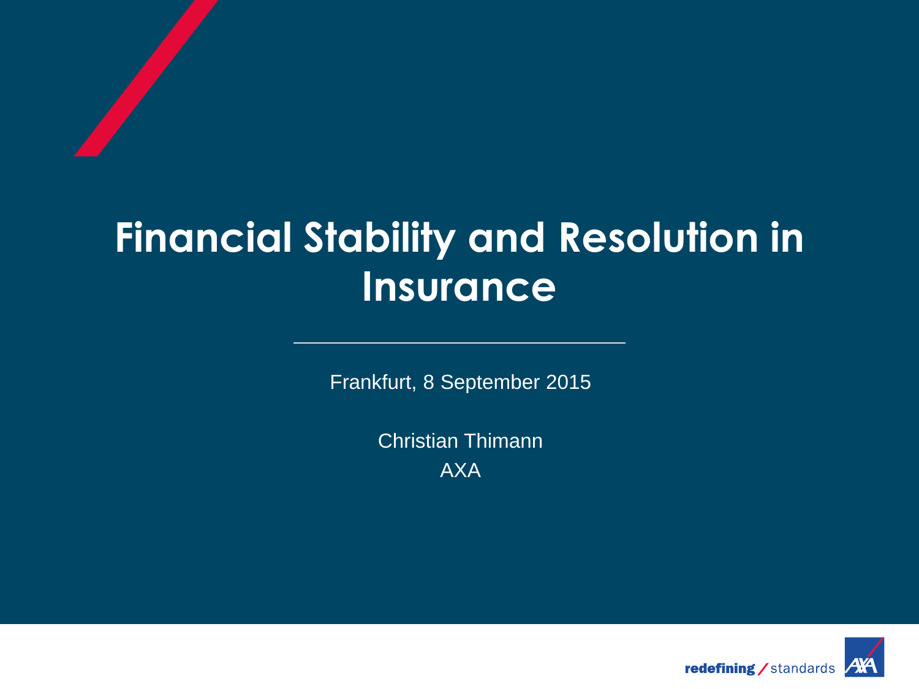# Financial Stability and Resolution in Insurance

Frankfurt, 8 September 2015

Christian Thimann

AXA

redefining / standards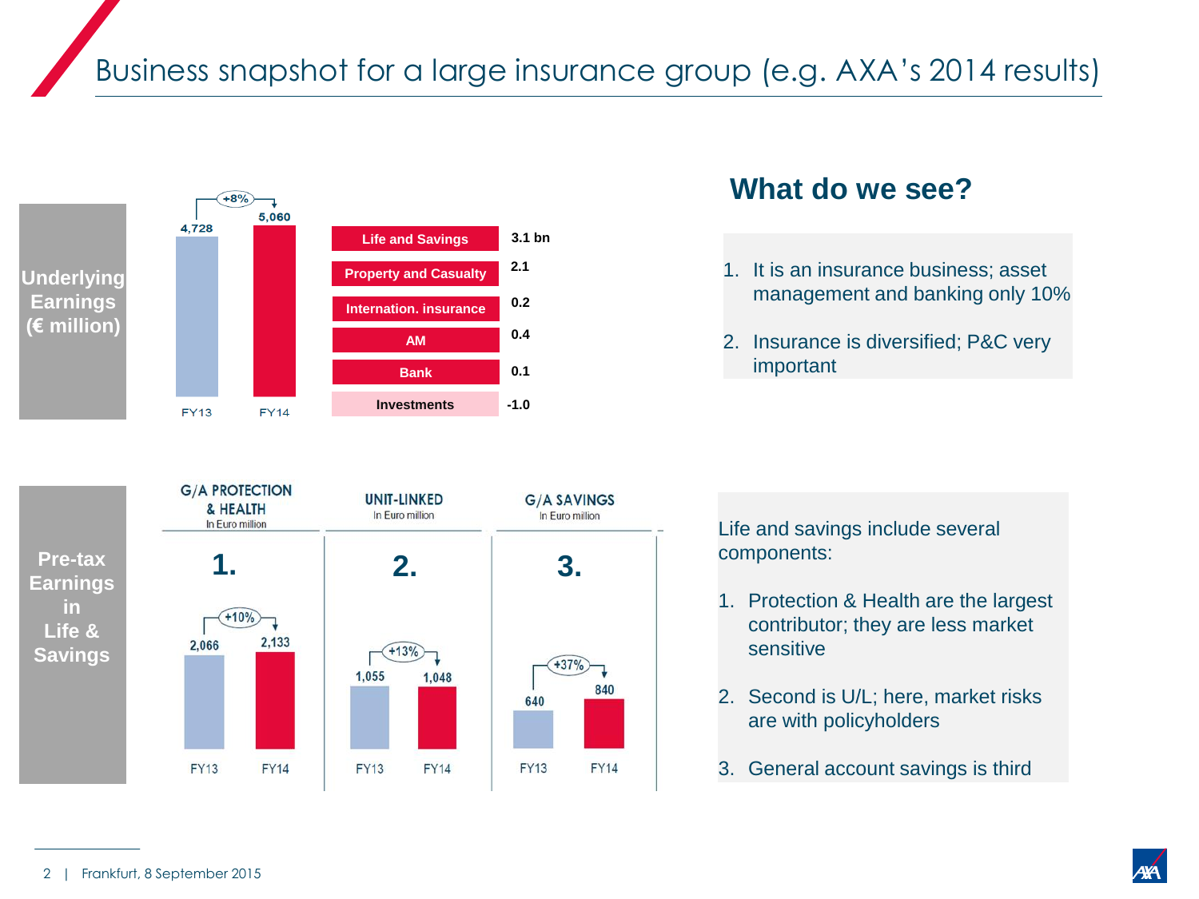# Business snapshot for a large insurance group (e.g. AXA's 2014 results)

## Underlying Earnings (€ million)

| | FY13 | FY14 |
|---|---|---|
| Underlying Earnings | 4,728 | 5,060 |

+8%

| Segment | |
|---|---|
| Life and Savings | 3.1 bn |
| Property and Casualty | 2.1 |
| Internation. insurance | 0.2 |
| AM | 0.4 |
| Bank | 0.1 |
| Investments | -1.0 |

## What do we see?

1. It is an insurance business; asset management and banking only 10%
2. Insurance is diversified; P&C very important

## Pre-tax Earnings in Life & Savings

| | G/A PROTECTION & HEALTH (In Euro million) | UNIT-LINKED (In Euro million) | G/A SAVINGS (In Euro million) |
|---|---|---|---|
| | 1. | 2. | 3. |
| FY13 | 2,066 | 1,055 | 640 |
| FY14 | 2,133 | 1,048 | 840 |
| Change | +10% | +13% | +37% |

Life and savings include several components:

1. Protection & Health are the largest contributor; they are less market sensitive
2. Second is U/L; here, market risks are with policyholders
3. General account savings is third

Frankfurt, 8 September 2015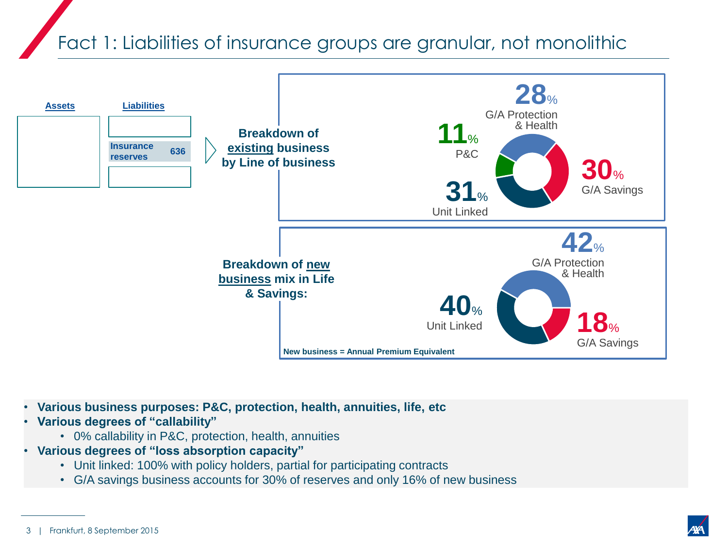# Fact 1: Liabilities of insurance groups are granular, not monolithic

| Assets | Liabilities | |
|---|---|---|
| | | |
| | Insurance reserves | 636 |
| | | |

**Breakdown of existing business by Line of business**

- 28% G/A Protection & Health
- 30% G/A Savings
- 31% Unit Linked
- 11% P&C

**Breakdown of new business mix in Life & Savings:**

- 42% G/A Protection & Health
- 18% G/A Savings
- 40% Unit Linked

New business = Annual Premium Equivalent

- **Various business purposes: P&C, protection, health, annuities, life, etc**
- **Various degrees of "callability"**
  - 0% callability in P&C, protection, health, annuities
- **Various degrees of "loss absorption capacity"**
  - Unit linked: 100% with policy holders, partial for participating contracts
  - G/A savings business accounts for 30% of reserves and only 16% of new business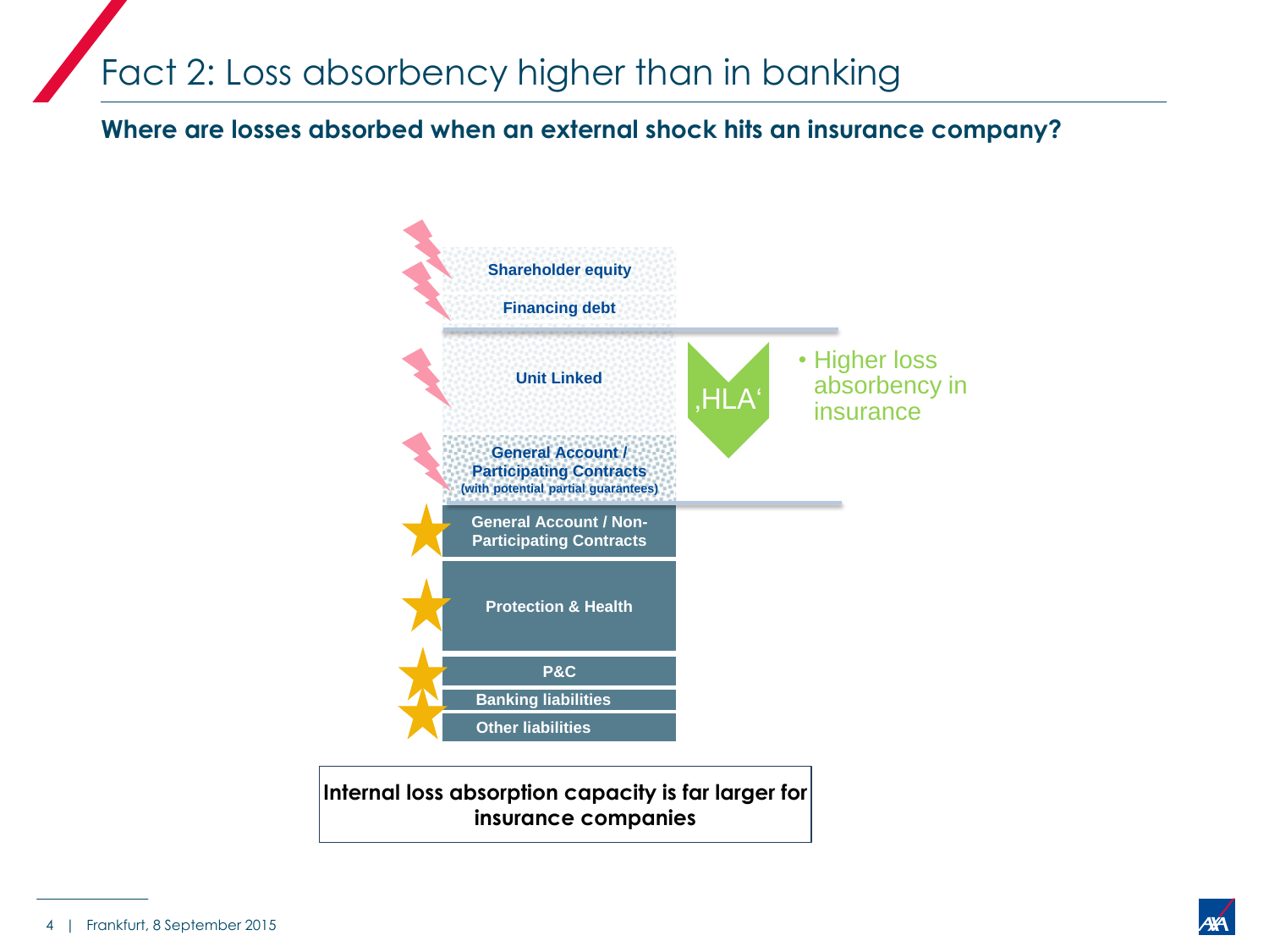# Fact 2: Loss absorbency higher than in banking

**Where are losses absorbed when an external shock hits an insurance company?**

- Shareholder equity
- Financing debt
- Unit Linked
- General Account / Participating Contracts (with potential partial guarantees)
- General Account / Non-Participating Contracts
- Protection & Health
- P&C
- Banking liabilities
- Other liabilities

‚HLA'

- Higher loss absorbency in insurance

**Internal loss absorption capacity is far larger for insurance companies**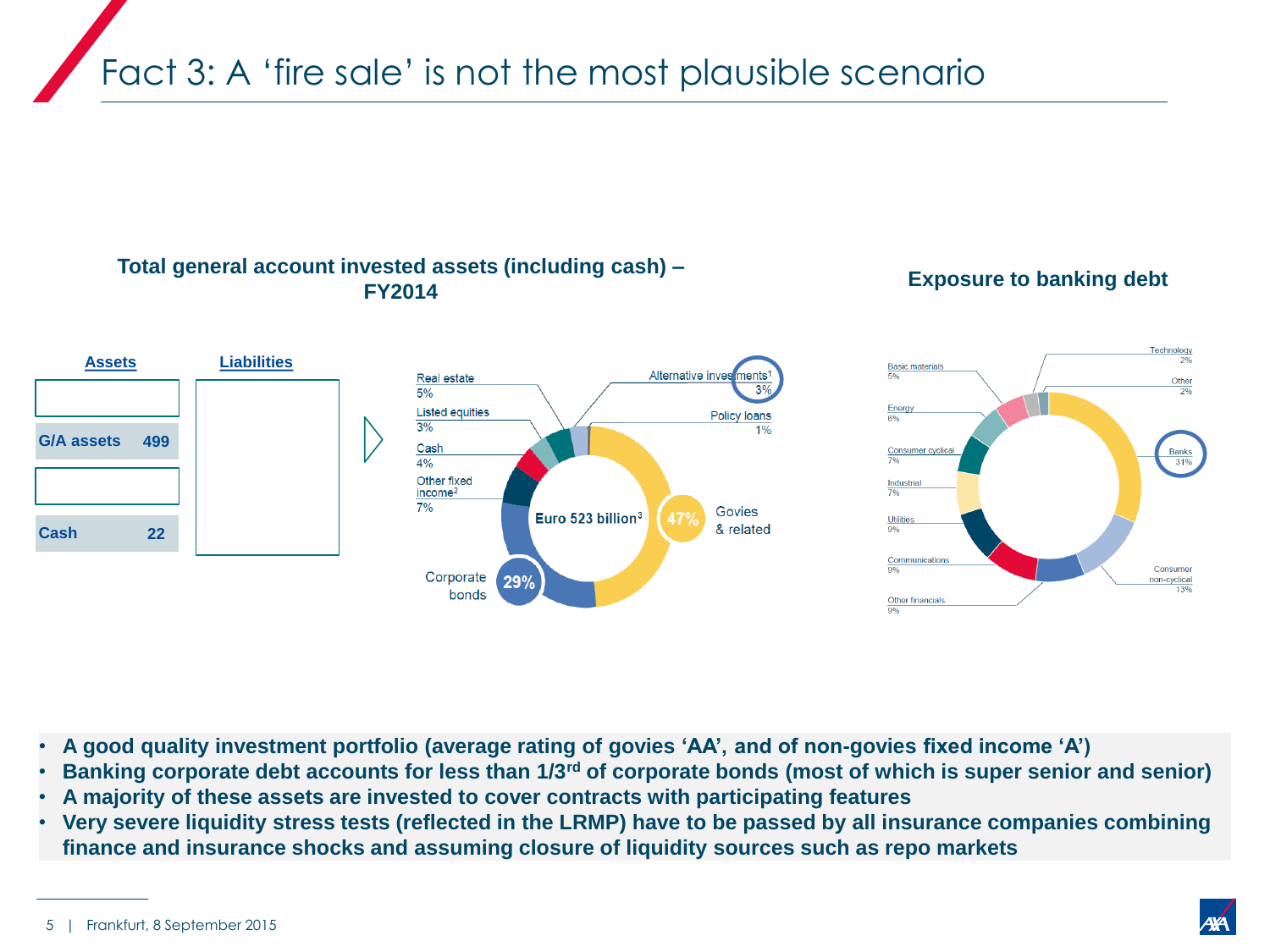# Fact 3: A 'fire sale' is not the most plausible scenario

**Total general account invested assets (including cash) – FY2014**

| Assets | | Liabilities |
|---|---|---|
| G/A assets | 499 | |
| Cash | 22 | |

Euro 523 billion[3]

- Govies & related 47%
- Corporate bonds 29%
- Other fixed income[2] 7%
- Cash 4%
- Listed equities 3%
- Real estate 5%
- Alternative investments[1] 3%
- Policy loans 1%

**Exposure to banking debt**

- Banks 31%
- Consumer non-cyclical 13%
- Other financials 9%
- Communications 9%
- Utilities 9%
- Industrial 7%
- Consumer cyclical 7%
- Energy 6%
- Basic materials 5%
- Technology 2%
- Other 2%

- **A good quality investment portfolio (average rating of govies 'AA', and of non-govies fixed income 'A')**
- **Banking corporate debt accounts for less than 1/3rd of corporate bonds (most of which is super senior and senior)**
- **A majority of these assets are invested to cover contracts with participating features**
- **Very severe liquidity stress tests (reflected in the LRMP) have to be passed by all insurance companies combining finance and insurance shocks and assuming closure of liquidity sources such as repo markets**

Frankfurt, 8 September 2015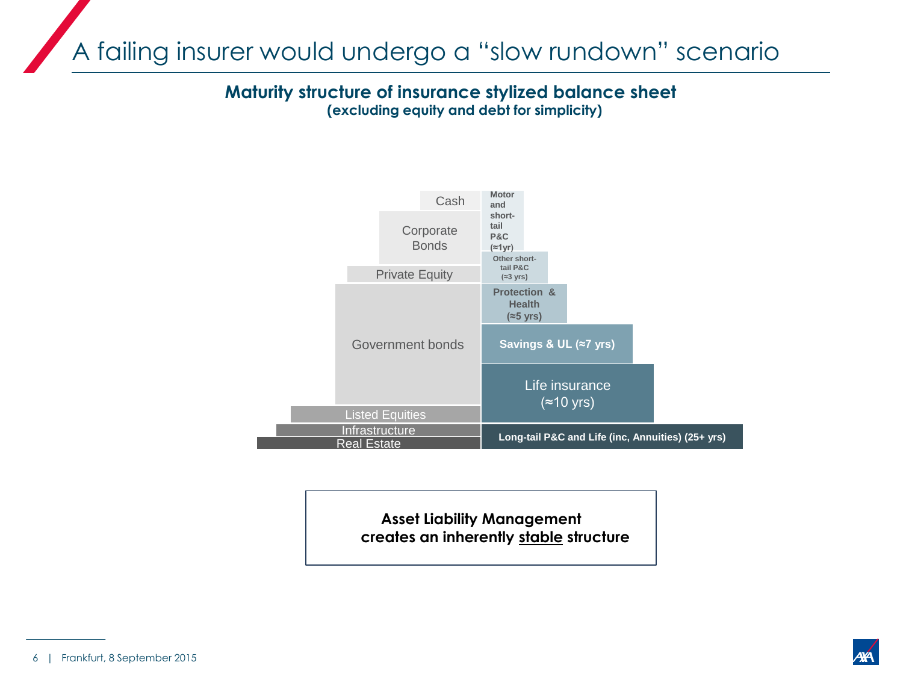# A failing insurer would undergo a "slow rundown" scenario

**Maturity structure of insurance stylized balance sheet**
**(excluding equity and debt for simplicity)**

| Assets | Liabilities |
|---|---|
| Cash | Motor and short-tail P&C (≈1yr) |
| Corporate Bonds | Other short-tail P&C (≈3 yrs) |
| Private Equity | Protection & Health (≈5 yrs) |
| Government bonds | Savings & UL (≈7 yrs) |
| | Life insurance (≈10 yrs) |
| Listed Equities | |
| Infrastructure | Long-tail P&C and Life (inc, Annuities) (25+ yrs) |
| Real Estate | |

**Asset Liability Management creates an inherently stable structure**

Frankfurt, 8 September 2015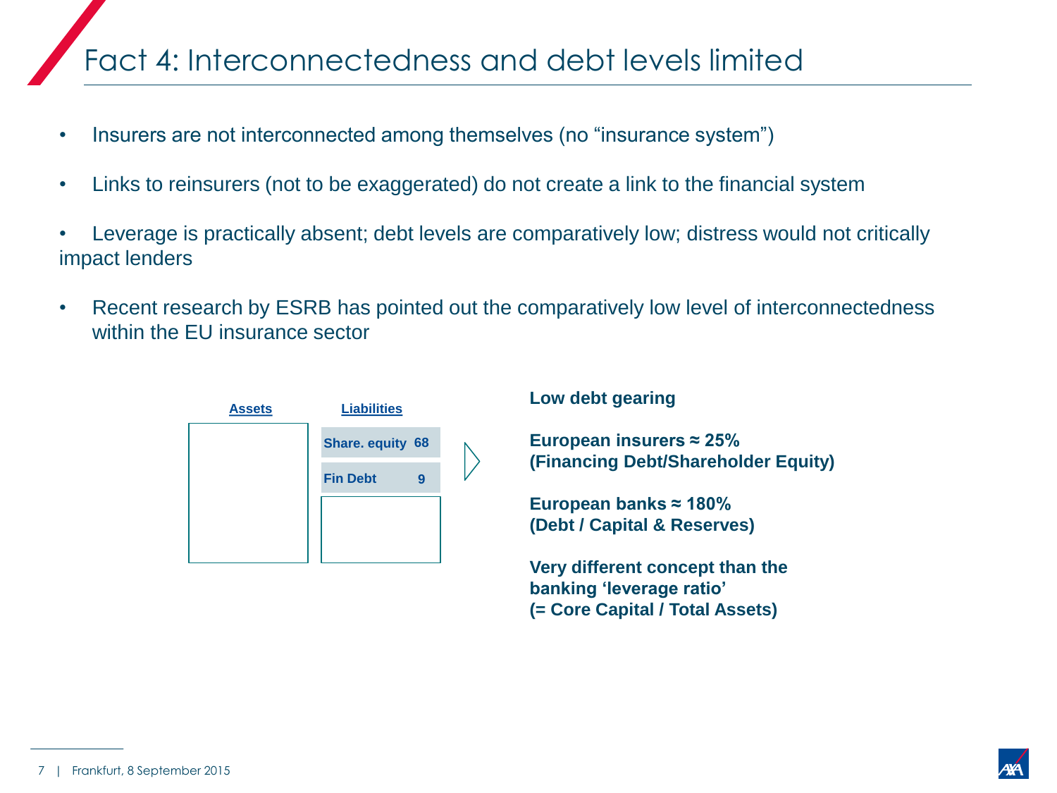# Fact 4: Interconnectedness and debt levels limited

- Insurers are not interconnected among themselves (no “insurance system”)
- Links to reinsurers (not to be exaggerated) do not create a link to the financial system
- Leverage is practically absent; debt levels are comparatively low; distress would not critically impact lenders
- Recent research by ESRB has pointed out the comparatively low level of interconnectedness within the EU insurance sector

| Assets | Liabilities |
| --- | --- |
| | Share. equity 68 |
| | Fin Debt 9 |
| | |

**Low debt gearing**

**European insurers ≈ 25%**
**(Financing Debt/Shareholder Equity)**

**European banks ≈ 180%**
**(Debt / Capital & Reserves)**

**Very different concept than the banking ‘leverage ratio’**
**(= Core Capital / Total Assets)**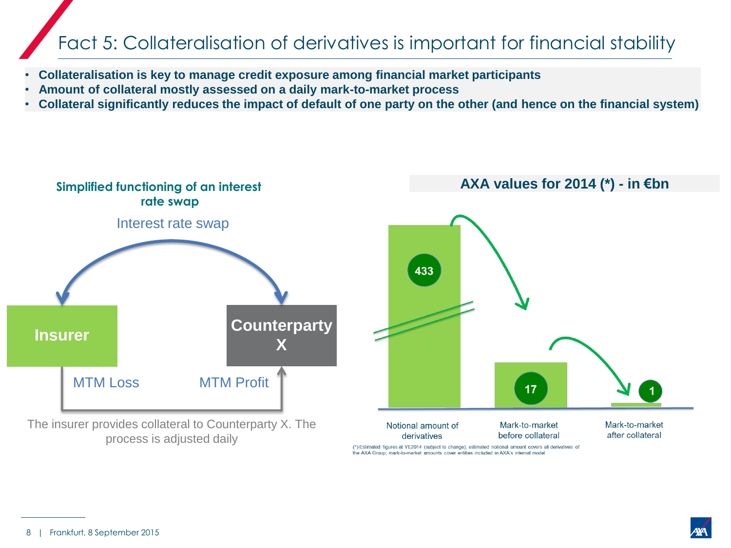# Fact 5: Collateralisation of derivatives is important for financial stability

- **Collateralisation is key to manage credit exposure among financial market participants**
- **Amount of collateral mostly assessed on a daily mark-to-market process**
- **Collateral significantly reduces the impact of default of one party on the other (and hence on the financial system)**

## Simplified functioning of an interest rate swap

Interest rate swap

Insurer

Counterparty X

MTM Loss

MTM Profit

The insurer provides collateral to Counterparty X. The process is adjusted daily

## AXA values for 2014 (*) - in €bn

| Notional amount of derivatives | Mark-to-market before collateral | Mark-to-market after collateral |
|---|---|---|
| 433 | 17 | 1 |

(*) Estimated figures at YE2014 (subject to change); estimated notional amount covers all derivatives of the AXA Group; mark-to-market amounts cover entities included in AXA's internal model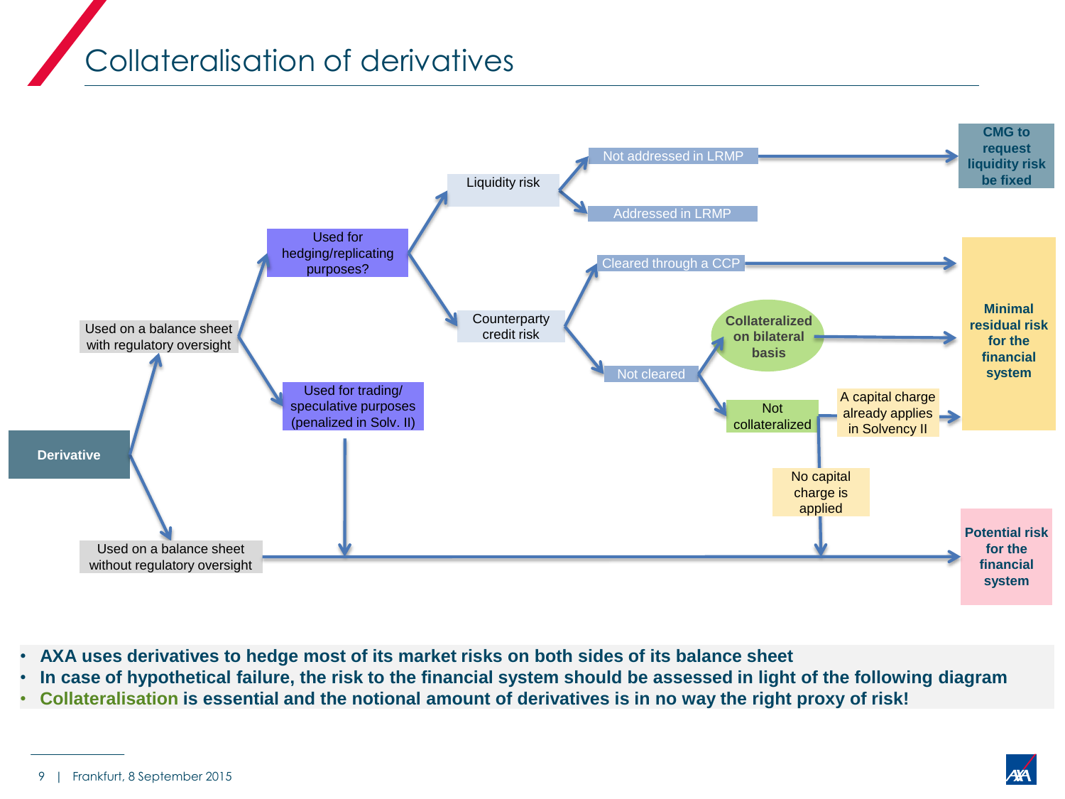# Collateralisation of derivatives

- Derivative
  - Used on a balance sheet with regulatory oversight
    - Used for hedging/replicating purposes?
      - Liquidity risk
        - Not addressed in LRMP → **CMG to request liquidity risk be fixed**
        - Addressed in LRMP
      - Counterparty credit risk
        - Cleared through a CCP → **Minimal residual risk for the financial system**
        - Not cleared
          - Collateralized on bilateral basis → **Minimal residual risk for the financial system**
          - Not collateralized
            - A capital charge already applies in Solvency II → **Minimal residual risk for the financial system**
            - No capital charge is applied → **Potential risk for the financial system**
    - Used for trading/ speculative purposes (penalized in Solv. II) → **Potential risk for the financial system**
  - Used on a balance sheet without regulatory oversight → **Potential risk for the financial system**

- **AXA uses derivatives to hedge most of its market risks on both sides of its balance sheet**
- **In case of hypothetical failure, the risk to the financial system should be assessed in light of the following diagram**
- **Collateralisation is essential and the notional amount of derivatives is in no way the right proxy of risk!**

Frankfurt, 8 September 2015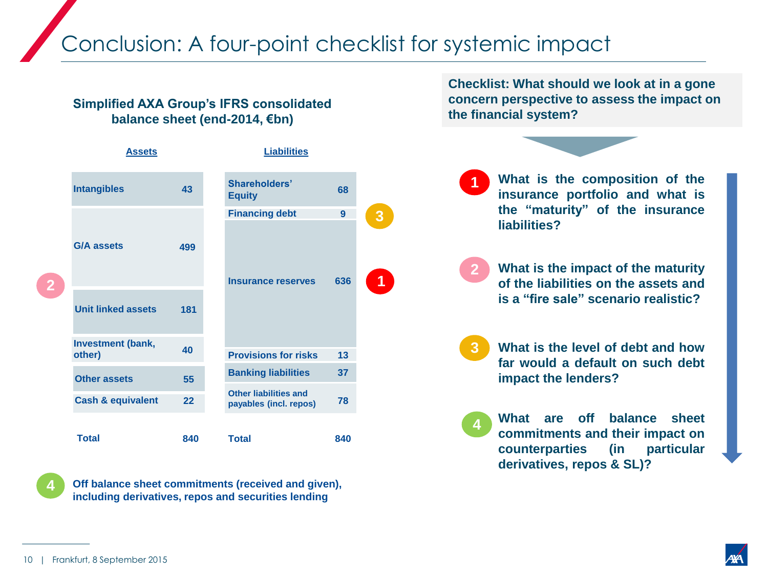# Conclusion: A four-point checklist for systemic impact

## Simplified AXA Group's IFRS consolidated balance sheet (end-2014, €bn)

| Assets | | Liabilities | | |
|---|---|---|---|---|
| Intangibles | 43 | Shareholders' Equity | 68 | |
| G/A assets (2) | 499 | Financing debt | 9 | 3 |
| Unit linked assets (2) | 181 | Insurance reserves | 636 | 1 |
| Investment (bank, other) | 40 | Provisions for risks | 13 | |
| Other assets | 55 | Banking liabilities | 37 | |
| Cash & equivalent | 22 | Other liabilities and payables (incl. repos) | 78 | |
| **Total** | **840** | **Total** | **840** | |

**4** Off balance sheet commitments (received and given), including derivatives, repos and securities lending

**Checklist: What should we look at in a gone concern perspective to assess the impact on the financial system?**

1. What is the composition of the insurance portfolio and what is the "maturity" of the insurance liabilities?
2. What is the impact of the maturity of the liabilities on the assets and is a "fire sale" scenario realistic?
3. What is the level of debt and how far would a default on such debt impact the lenders?
4. What are off balance sheet commitments and their impact on counterparties (in particular derivatives, repos & SL)?

Frankfurt, 8 September 2015